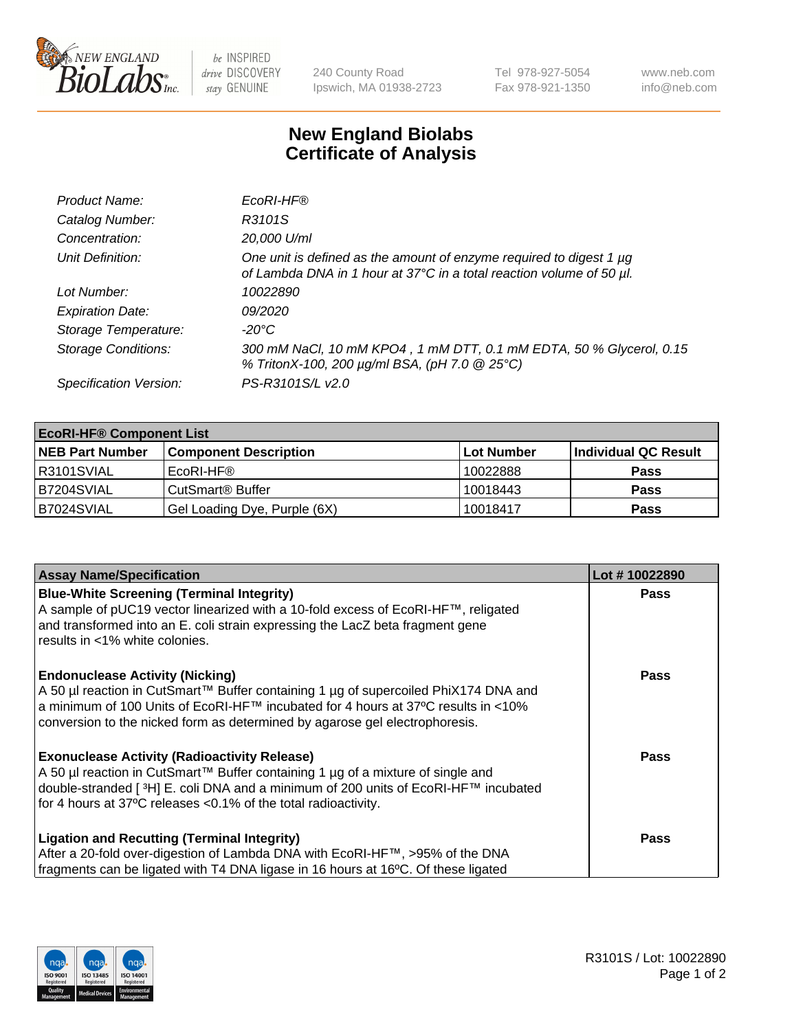# New England Biolabs
# Certificate of Analysis

| | |
|---|---|
| *Product Name:* | *EcoRI-HF®* |
| *Catalog Number:* | *R3101S* |
| *Concentration:* | *20,000 U/ml* |
| *Unit Definition:* | *One unit is defined as the amount of enzyme required to digest 1 µg of Lambda DNA in 1 hour at 37°C in a total reaction volume of 50 µl.* |
| *Lot Number:* | *10022890* |
| *Expiration Date:* | *09/2020* |
| *Storage Temperature:* | *-20°C* |
| *Storage Conditions:* | *300 mM NaCl, 10 mM KPO4 , 1 mM DTT, 0.1 mM EDTA, 50 % Glycerol, 0.15 % TritonX-100, 200 µg/ml BSA, (pH 7.0 @ 25°C)* |
| *Specification Version:* | *PS-R3101S/L v2.0* |

| **EcoRI-HF® Component List** | | | |
|---|---|---|---|
| **NEB Part Number** | **Component Description** | **Lot Number** | **Individual QC Result** |
| R3101SVIAL | EcoRI-HF® | 10022888 | **Pass** |
| B7204SVIAL | CutSmart® Buffer | 10018443 | **Pass** |
| B7024SVIAL | Gel Loading Dye, Purple (6X) | 10018417 | **Pass** |

| **Assay Name/Specification** | **Lot # 10022890** |
|---|---|
| **Blue-White Screening (Terminal Integrity)** A sample of pUC19 vector linearized with a 10-fold excess of EcoRI-HF™, religated and transformed into an E. coli strain expressing the LacZ beta fragment gene results in <1% white colonies. | **Pass** |
| **Endonuclease Activity (Nicking)** A 50 µl reaction in CutSmart™ Buffer containing 1 µg of supercoiled PhiX174 DNA and a minimum of 100 Units of EcoRI-HF™ incubated for 4 hours at 37ºC results in <10% conversion to the nicked form as determined by agarose gel electrophoresis. | **Pass** |
| **Exonuclease Activity (Radioactivity Release)** A 50 µl reaction in CutSmart™ Buffer containing 1 µg of a mixture of single and double-stranded [ ³H] E. coli DNA and a minimum of 200 units of EcoRI-HF™ incubated for 4 hours at 37ºC releases <0.1% of the total radioactivity. | **Pass** |
| **Ligation and Recutting (Terminal Integrity)** After a 20-fold over-digestion of Lambda DNA with EcoRI-HF™, >95% of the DNA fragments can be ligated with T4 DNA ligase in 16 hours at 16ºC. Of these ligated | **Pass** |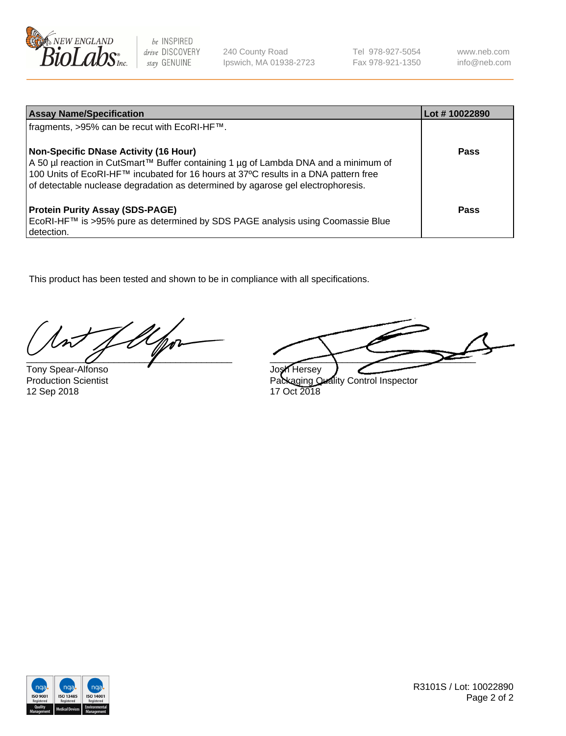| Assay Name/Specification | Lot # 10022890 |
|---|---|
| fragments, >95% can be recut with EcoRI-HF™. | |
| **Non-Specific DNase Activity (16 Hour)**<br>A 50 µl reaction in CutSmart™ Buffer containing 1 µg of Lambda DNA and a minimum of 100 Units of EcoRI-HF™ incubated for 16 hours at 37ºC results in a DNA pattern free of detectable nuclease degradation as determined by agarose gel electrophoresis. | **Pass** |
| **Protein Purity Assay (SDS-PAGE)**<br>EcoRI-HF™ is >95% pure as determined by SDS PAGE analysis using Coomassie Blue detection. | **Pass** |

This product has been tested and shown to be in compliance with all specifications.

Tony Spear-Alfonso
Production Scientist
12 Sep 2018

Josh Hersey
Packaging Quality Control Inspector
17 Oct 2018

R3101S / Lot: 10022890